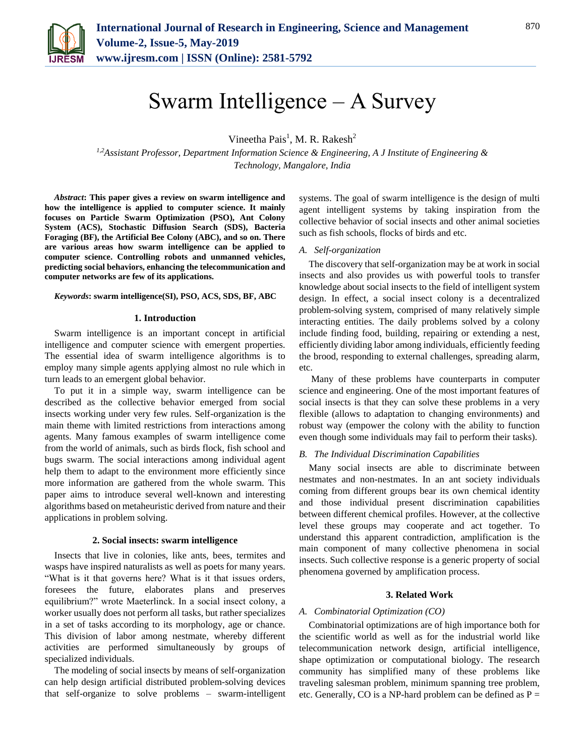# Swarm Intelligence – A Survey

Vineetha Pais[1], M. R. Rakesh[2]

[1,2]*Assistant Professor, Department Information Science & Engineering, A J Institute of Engineering & Technology, Mangalore, India*

***Abstract*: This paper gives a review on swarm intelligence and how the intelligence is applied to computer science. It mainly focuses on Particle Swarm Optimization (PSO), Ant Colony System (ACS), Stochastic Diffusion Search (SDS), Bacteria Foraging (BF), the Artificial Bee Colony (ABC), and so on. There are various areas how swarm intelligence can be applied to computer science. Controlling robots and unmanned vehicles, predicting social behaviors, enhancing the telecommunication and computer networks are few of its applications.**

***Keywords*: swarm intelligence(SI), PSO, ACS, SDS, BF, ABC**

## 1. Introduction

Swarm intelligence is an important concept in artificial intelligence and computer science with emergent properties. The essential idea of swarm intelligence algorithms is to employ many simple agents applying almost no rule which in turn leads to an emergent global behavior.

To put it in a simple way, swarm intelligence can be described as the collective behavior emerged from social insects working under very few rules. Self-organization is the main theme with limited restrictions from interactions among agents. Many famous examples of swarm intelligence come from the world of animals, such as birds flock, fish school and bugs swarm. The social interactions among individual agent help them to adapt to the environment more efficiently since more information are gathered from the whole swarm. This paper aims to introduce several well-known and interesting algorithms based on metaheuristic derived from nature and their applications in problem solving.

## 2. Social insects: swarm intelligence

Insects that live in colonies, like ants, bees, termites and wasps have inspired naturalists as well as poets for many years. "What is it that governs here? What is it that issues orders, foresees the future, elaborates plans and preserves equilibrium?" wrote Maeterlinck. In a social insect colony, a worker usually does not perform all tasks, but rather specializes in a set of tasks according to its morphology, age or chance. This division of labor among nestmate, whereby different activities are performed simultaneously by groups of specialized individuals.

The modeling of social insects by means of self-organization can help design artificial distributed problem-solving devices that self-organize to solve problems – swarm-intelligent systems. The goal of swarm intelligence is the design of multi agent intelligent systems by taking inspiration from the collective behavior of social insects and other animal societies such as fish schools, flocks of birds and etc.

### *A. Self-organization*

The discovery that self-organization may be at work in social insects and also provides us with powerful tools to transfer knowledge about social insects to the field of intelligent system design. In effect, a social insect colony is a decentralized problem-solving system, comprised of many relatively simple interacting entities. The daily problems solved by a colony include finding food, building, repairing or extending a nest, efficiently dividing labor among individuals, efficiently feeding the brood, responding to external challenges, spreading alarm, etc.

Many of these problems have counterparts in computer science and engineering. One of the most important features of social insects is that they can solve these problems in a very flexible (allows to adaptation to changing environments) and robust way (empower the colony with the ability to function even though some individuals may fail to perform their tasks).

### *B. The Individual Discrimination Capabilities*

Many social insects are able to discriminate between nestmates and non-nestmates. In an ant society individuals coming from different groups bear its own chemical identity and those individual present discrimination capabilities between different chemical profiles. However, at the collective level these groups may cooperate and act together. To understand this apparent contradiction, amplification is the main component of many collective phenomena in social insects. Such collective response is a generic property of social phenomena governed by amplification process.

## 3. Related Work

### *A. Combinatorial Optimization (CO)*

Combinatorial optimizations are of high importance both for the scientific world as well as for the industrial world like telecommunication network design, artificial intelligence, shape optimization or computational biology. The research community has simplified many of these problems like traveling salesman problem, minimum spanning tree problem, etc. Generally, CO is a NP-hard problem can be defined as P =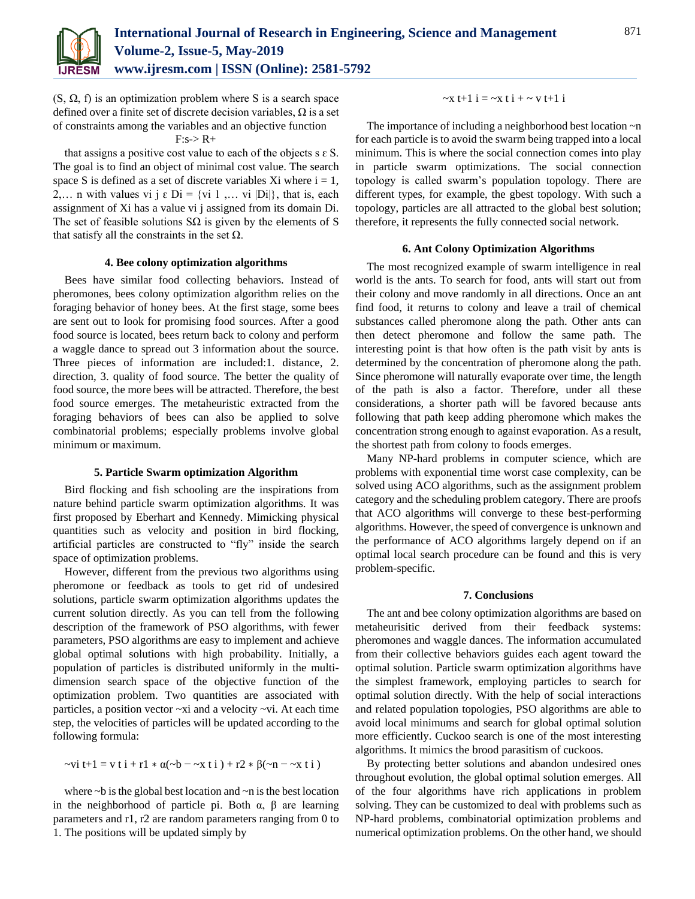(S, Ω, f) is an optimization problem where S is a search space defined over a finite set of discrete decision variables, Ω is a set of constraints among the variables and an objective function

$$F: s \rightarrow R^+$$

that assigns a positive cost value to each of the objects $s \in S$. The goal is to find an object of minimal cost value. The search space S is defined as a set of discrete variables $X_i$ where i = 1, 2,… n with values $v_i^j \in D_i = \{v_i^1, \ldots v_i^{|D_i|}\}$, that is, each assignment of $X_i$ has a value $v_i^j$ assigned from its domain $D_i$. The set of feasible solutions $S_\Omega$ is given by the elements of S that satisfy all the constraints in the set Ω.

### 4. Bee colony optimization algorithms

Bees have similar food collecting behaviors. Instead of pheromones, bees colony optimization algorithm relies on the foraging behavior of honey bees. At the first stage, some bees are sent out to look for promising food sources. After a good food source is located, bees return back to colony and perform a waggle dance to spread out 3 information about the source. Three pieces of information are included:1. distance, 2. direction, 3. quality of food source. The better the quality of food source, the more bees will be attracted. Therefore, the best food source emerges. The metaheuristic extracted from the foraging behaviors of bees can also be applied to solve combinatorial problems; especially problems involve global minimum or maximum.

### 5. Particle Swarm optimization Algorithm

Bird flocking and fish schooling are the inspirations from nature behind particle swarm optimization algorithms. It was first proposed by Eberhart and Kennedy. Mimicking physical quantities such as velocity and position in bird flocking, artificial particles are constructed to "fly" inside the search space of optimization problems.

However, different from the previous two algorithms using pheromone or feedback as tools to get rid of undesired solutions, particle swarm optimization algorithms updates the current solution directly. As you can tell from the following description of the framework of PSO algorithms, with fewer parameters, PSO algorithms are easy to implement and achieve global optimal solutions with high probability. Initially, a population of particles is distributed uniformly in the multi-dimension search space of the objective function of the optimization problem. Two quantities are associated with particles, a position vector $\vec{x}_i$ and a velocity $\vec{v}_i$. At each time step, the velocities of particles will be updated according to the following formula:

$$\vec{v}_i^{t+1} = \vec{v}_i^t + r_1 * \alpha(\vec{b} - \vec{x}_i^t) + r_2 * \beta(\vec{n} - \vec{x}_i^t)$$

where $\vec{b}$ is the global best location and $\vec{n}$ is the best location in the neighborhood of particle $p_i$. Both α, β are learning parameters and $r_1$, $r_2$ are random parameters ranging from 0 to 1. The positions will be updated simply by

$$\vec{x}_i^{t+1} = \vec{x}_i^t + \vec{v}_i^{t+1}$$

The importance of including a neighborhood best location $\vec{n}$ for each particle is to avoid the swarm being trapped into a local minimum. This is where the social connection comes into play in particle swarm optimizations. The social connection topology is called swarm's population topology. There are different types, for example, the gbest topology. With such a topology, particles are all attracted to the global best solution; therefore, it represents the fully connected social network.

### 6. Ant Colony Optimization Algorithms

The most recognized example of swarm intelligence in real world is the ants. To search for food, ants will start out from their colony and move randomly in all directions. Once an ant find food, it returns to colony and leave a trail of chemical substances called pheromone along the path. Other ants can then detect pheromone and follow the same path. The interesting point is that how often is the path visit by ants is determined by the concentration of pheromone along the path. Since pheromone will naturally evaporate over time, the length of the path is also a factor. Therefore, under all these considerations, a shorter path will be favored because ants following that path keep adding pheromone which makes the concentration strong enough to against evaporation. As a result, the shortest path from colony to foods emerges.

Many NP-hard problems in computer science, which are problems with exponential time worst case complexity, can be solved using ACO algorithms, such as the assignment problem category and the scheduling problem category. There are proofs that ACO algorithms will converge to these best-performing algorithms. However, the speed of convergence is unknown and the performance of ACO algorithms largely depend on if an optimal local search procedure can be found and this is very problem-specific.

### 7. Conclusions

The ant and bee colony optimization algorithms are based on metaheurisitic derived from their feedback systems: pheromones and waggle dances. The information accumulated from their collective behaviors guides each agent toward the optimal solution. Particle swarm optimization algorithms have the simplest framework, employing particles to search for optimal solution directly. With the help of social interactions and related population topologies, PSO algorithms are able to avoid local minimums and search for global optimal solution more efficiently. Cuckoo search is one of the most interesting algorithms. It mimics the brood parasitism of cuckoos.

By protecting better solutions and abandon undesired ones throughout evolution, the global optimal solution emerges. All of the four algorithms have rich applications in problem solving. They can be customized to deal with problems such as NP-hard problems, combinatorial optimization problems and numerical optimization problems. On the other hand, we should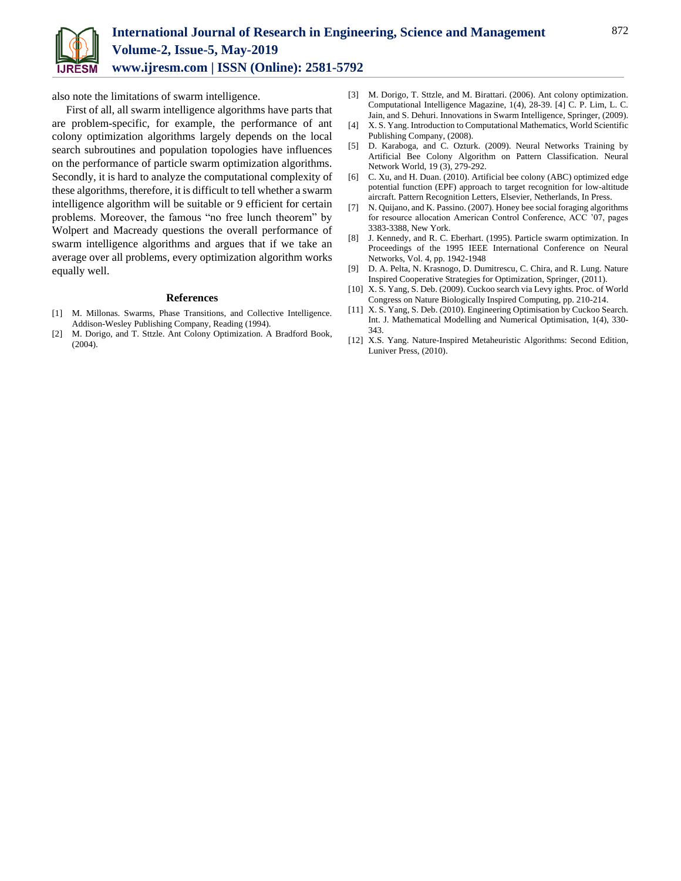also note the limitations of swarm intelligence.

First of all, all swarm intelligence algorithms have parts that are problem-specific, for example, the performance of ant colony optimization algorithms largely depends on the local search subroutines and population topologies have influences on the performance of particle swarm optimization algorithms. Secondly, it is hard to analyze the computational complexity of these algorithms, therefore, it is difficult to tell whether a swarm intelligence algorithm will be suitable or 9 efficient for certain problems. Moreover, the famous "no free lunch theorem" by Wolpert and Macready questions the overall performance of swarm intelligence algorithms and argues that if we take an average over all problems, every optimization algorithm works equally well.

## References

[1] M. Millonas. Swarms, Phase Transitions, and Collective Intelligence. Addison-Wesley Publishing Company, Reading (1994).

[2] M. Dorigo, and T. Sttzle. Ant Colony Optimization. A Bradford Book, (2004).

[3] M. Dorigo, T. Sttzle, and M. Birattari. (2006). Ant colony optimization. Computational Intelligence Magazine, 1(4), 28-39. [4] C. P. Lim, L. C. Jain, and S. Dehuri. Innovations in Swarm Intelligence, Springer, (2009).

[4] X. S. Yang. Introduction to Computational Mathematics, World Scientific Publishing Company, (2008).

[5] D. Karaboga, and C. Ozturk. (2009). Neural Networks Training by Artificial Bee Colony Algorithm on Pattern Classification. Neural Network World, 19 (3), 279-292.

[6] C. Xu, and H. Duan. (2010). Artificial bee colony (ABC) optimized edge potential function (EPF) approach to target recognition for low-altitude aircraft. Pattern Recognition Letters, Elsevier, Netherlands, In Press.

[7] N. Quijano, and K. Passino. (2007). Honey bee social foraging algorithms for resource allocation American Control Conference, ACC '07, pages 3383-3388, New York.

[8] J. Kennedy, and R. C. Eberhart. (1995). Particle swarm optimization. In Proceedings of the 1995 IEEE International Conference on Neural Networks, Vol. 4, pp. 1942-1948

[9] D. A. Pelta, N. Krasnogo, D. Dumitrescu, C. Chira, and R. Lung. Nature Inspired Cooperative Strategies for Optimization, Springer, (2011).

[10] X. S. Yang, S. Deb. (2009). Cuckoo search via Levy ights. Proc. of World Congress on Nature Biologically Inspired Computing, pp. 210-214.

[11] X. S. Yang, S. Deb. (2010). Engineering Optimisation by Cuckoo Search. Int. J. Mathematical Modelling and Numerical Optimisation, 1(4), 330-343.

[12] X.S. Yang. Nature-Inspired Metaheuristic Algorithms: Second Edition, Luniver Press, (2010).